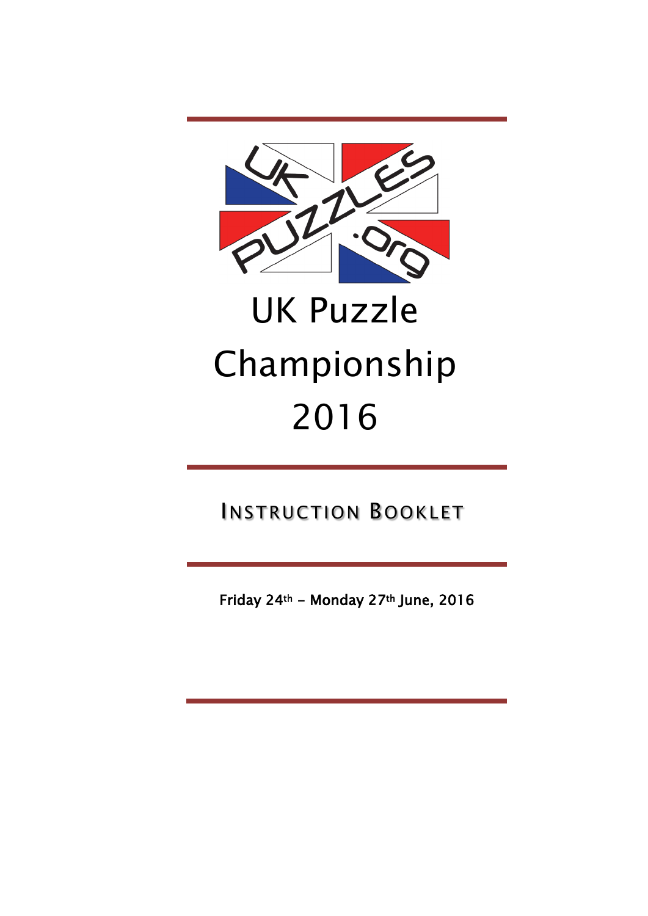# UK Puzzle Championship 2016

## Instruction Booklet

Friday 24th – Monday 27th June, 2016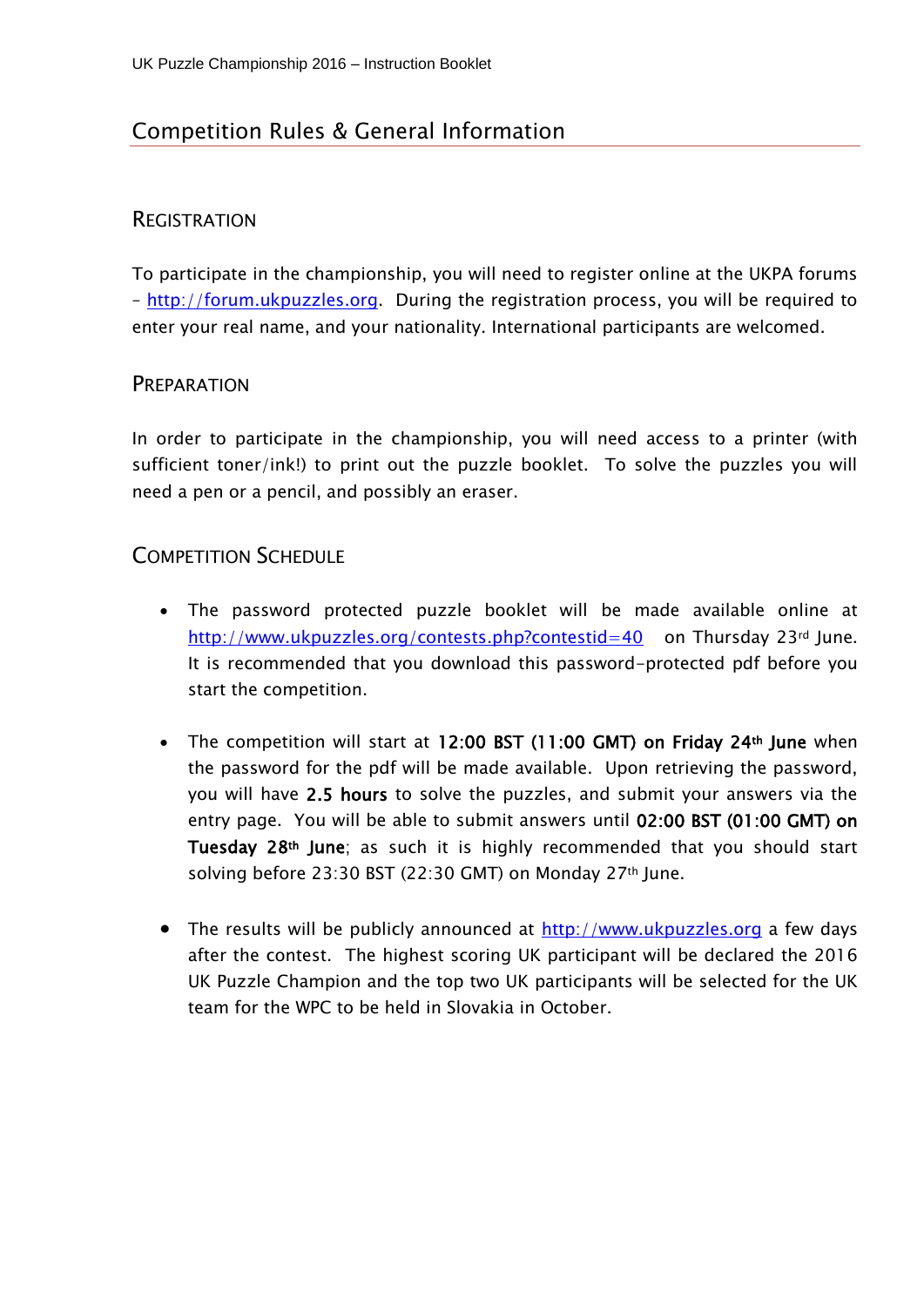## Competition Rules & General Information

### Registration

To participate in the championship, you will need to register online at the UKPA forums – http://forum.ukpuzzles.org. During the registration process, you will be required to enter your real name, and your nationality. International participants are welcomed.

### Preparation

In order to participate in the championship, you will need access to a printer (with sufficient toner/ink!) to print out the puzzle booklet. To solve the puzzles you will need a pen or a pencil, and possibly an eraser.

### Competition Schedule

- The password protected puzzle booklet will be made available online at http://www.ukpuzzles.org/contests.php?contestid=40 on Thursday 23rd June. It is recommended that you download this password-protected pdf before you start the competition.

- The competition will start at **12:00 BST (11:00 GMT) on Friday 24th June** when the password for the pdf will be made available. Upon retrieving the password, you will have **2.5 hours** to solve the puzzles, and submit your answers via the entry page. You will be able to submit answers until **02:00 BST (01:00 GMT) on Tuesday 28th June**; as such it is highly recommended that you should start solving before 23:30 BST (22:30 GMT) on Monday 27th June.

- The results will be publicly announced at http://www.ukpuzzles.org a few days after the contest. The highest scoring UK participant will be declared the 2016 UK Puzzle Champion and the top two UK participants will be selected for the UK team for the WPC to be held in Slovakia in October.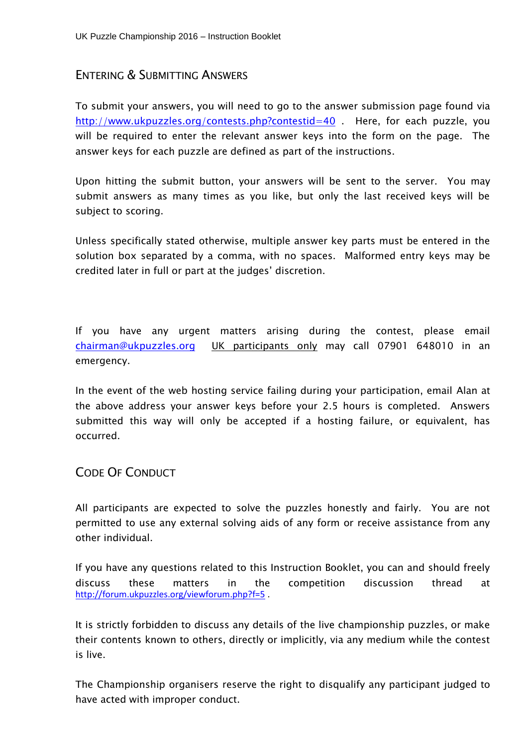## Entering & Submitting Answers

To submit your answers, you will need to go to the answer submission page found via http://www.ukpuzzles.org/contests.php?contestid=40 . Here, for each puzzle, you will be required to enter the relevant answer keys into the form on the page. The answer keys for each puzzle are defined as part of the instructions.

Upon hitting the submit button, your answers will be sent to the server. You may submit answers as many times as you like, but only the last received keys will be subject to scoring.

Unless specifically stated otherwise, multiple answer key parts must be entered in the solution box separated by a comma, with no spaces. Malformed entry keys may be credited later in full or part at the judges' discretion.

If you have any urgent matters arising during the contest, please email chairman@ukpuzzles.org UK participants only may call 07901 648010 in an emergency.

In the event of the web hosting service failing during your participation, email Alan at the above address your answer keys before your 2.5 hours is completed. Answers submitted this way will only be accepted if a hosting failure, or equivalent, has occurred.

## Code Of Conduct

All participants are expected to solve the puzzles honestly and fairly. You are not permitted to use any external solving aids of any form or receive assistance from any other individual.

If you have any questions related to this Instruction Booklet, you can and should freely discuss these matters in the competition discussion thread at http://forum.ukpuzzles.org/viewforum.php?f=5 .

It is strictly forbidden to discuss any details of the live championship puzzles, or make their contents known to others, directly or implicitly, via any medium while the contest is live.

The Championship organisers reserve the right to disqualify any participant judged to have acted with improper conduct.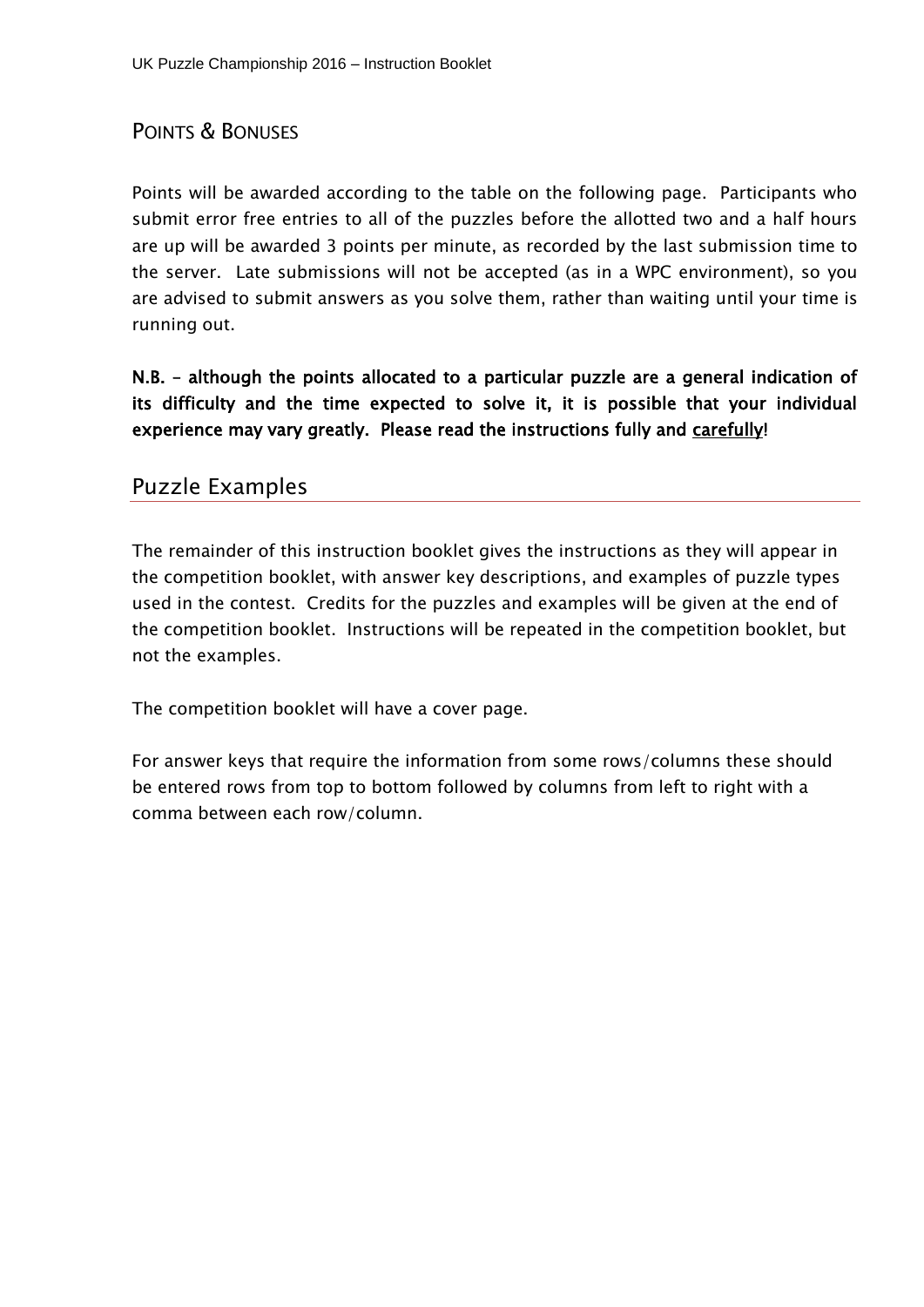## Points & Bonuses

Points will be awarded according to the table on the following page. Participants who submit error free entries to all of the puzzles before the allotted two and a half hours are up will be awarded 3 points per minute, as recorded by the last submission time to the server. Late submissions will not be accepted (as in a WPC environment), so you are advised to submit answers as you solve them, rather than waiting until your time is running out.

**N.B. – although the points allocated to a particular puzzle are a general indication of its difficulty and the time expected to solve it, it is possible that your individual experience may vary greatly. Please read the instructions fully and <u>carefully</u>!**

## Puzzle Examples

The remainder of this instruction booklet gives the instructions as they will appear in the competition booklet, with answer key descriptions, and examples of puzzle types used in the contest. Credits for the puzzles and examples will be given at the end of the competition booklet. Instructions will be repeated in the competition booklet, but not the examples.

The competition booklet will have a cover page.

For answer keys that require the information from some rows/columns these should be entered rows from top to bottom followed by columns from left to right with a comma between each row/column.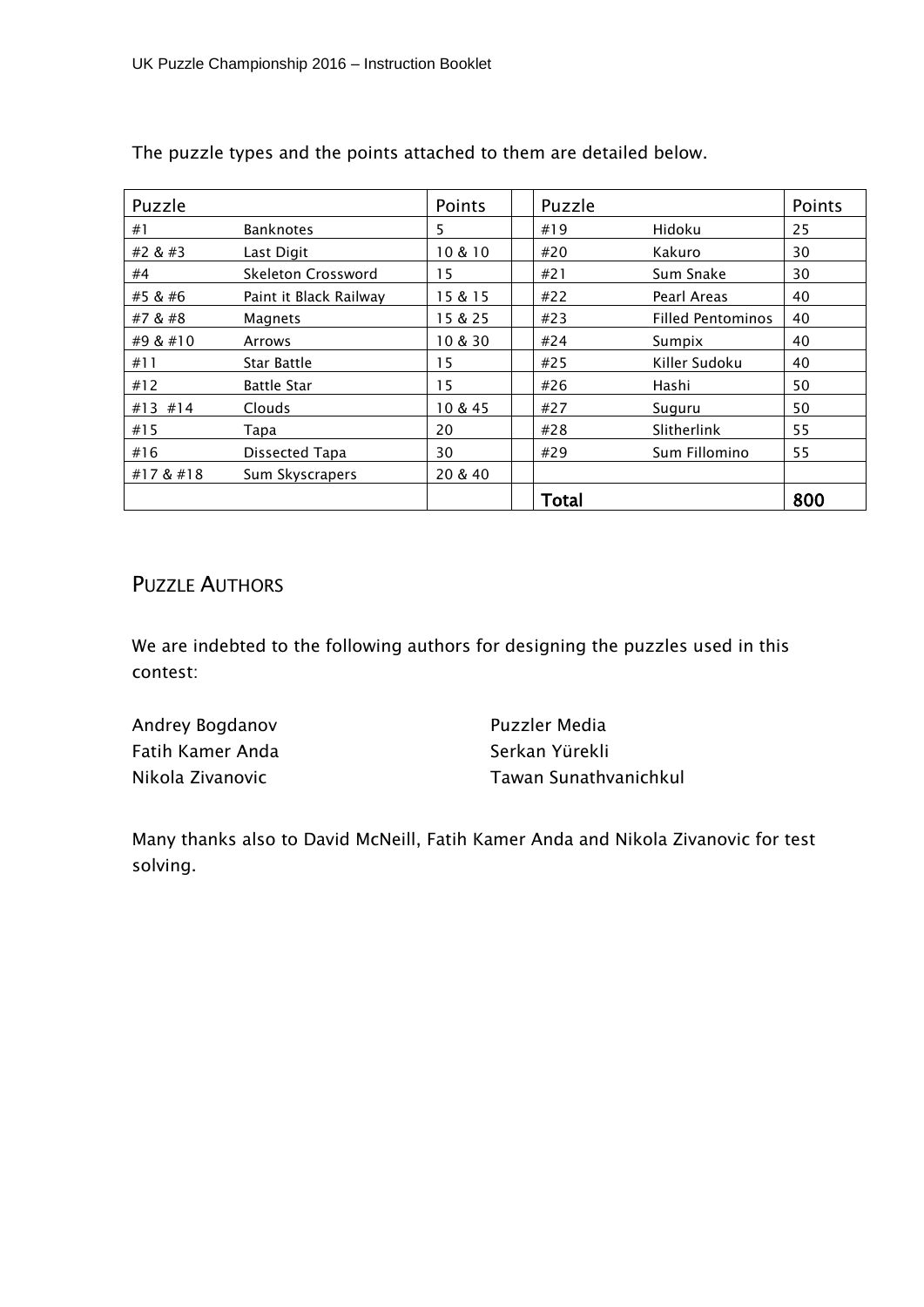The puzzle types and the points attached to them are detailed below.

| Puzzle | | Points | | Puzzle | | Points |
|---|---|---|---|---|---|---|
| #1 | Banknotes | 5 | | #19 | Hidoku | 25 |
| #2 & #3 | Last Digit | 10 & 10 | | #20 | Kakuro | 30 |
| #4 | Skeleton Crossword | 15 | | #21 | Sum Snake | 30 |
| #5 & #6 | Paint it Black Railway | 15 & 15 | | #22 | Pearl Areas | 40 |
| #7 & #8 | Magnets | 15 & 25 | | #23 | Filled Pentominos | 40 |
| #9 & #10 | Arrows | 10 & 30 | | #24 | Sumpix | 40 |
| #11 | Star Battle | 15 | | #25 | Killer Sudoku | 40 |
| #12 | Battle Star | 15 | | #26 | Hashi | 50 |
| #13 #14 | Clouds | 10 & 45 | | #27 | Suguru | 50 |
| #15 | Tapa | 20 | | #28 | Slitherlink | 55 |
| #16 | Dissected Tapa | 30 | | #29 | Sum Fillomino | 55 |
| #17 & #18 | Sum Skyscrapers | 20 & 40 | | | | |
| | | | | **Total** | | **800** |

## Puzzle Authors

We are indebted to the following authors for designing the puzzles used in this contest:

Andrey Bogdanov
Fatih Kamer Anda
Nikola Zivanovic
Puzzler Media
Serkan Yürekli
Tawan Sunathvanichkul

Many thanks also to David McNeill, Fatih Kamer Anda and Nikola Zivanovic for test solving.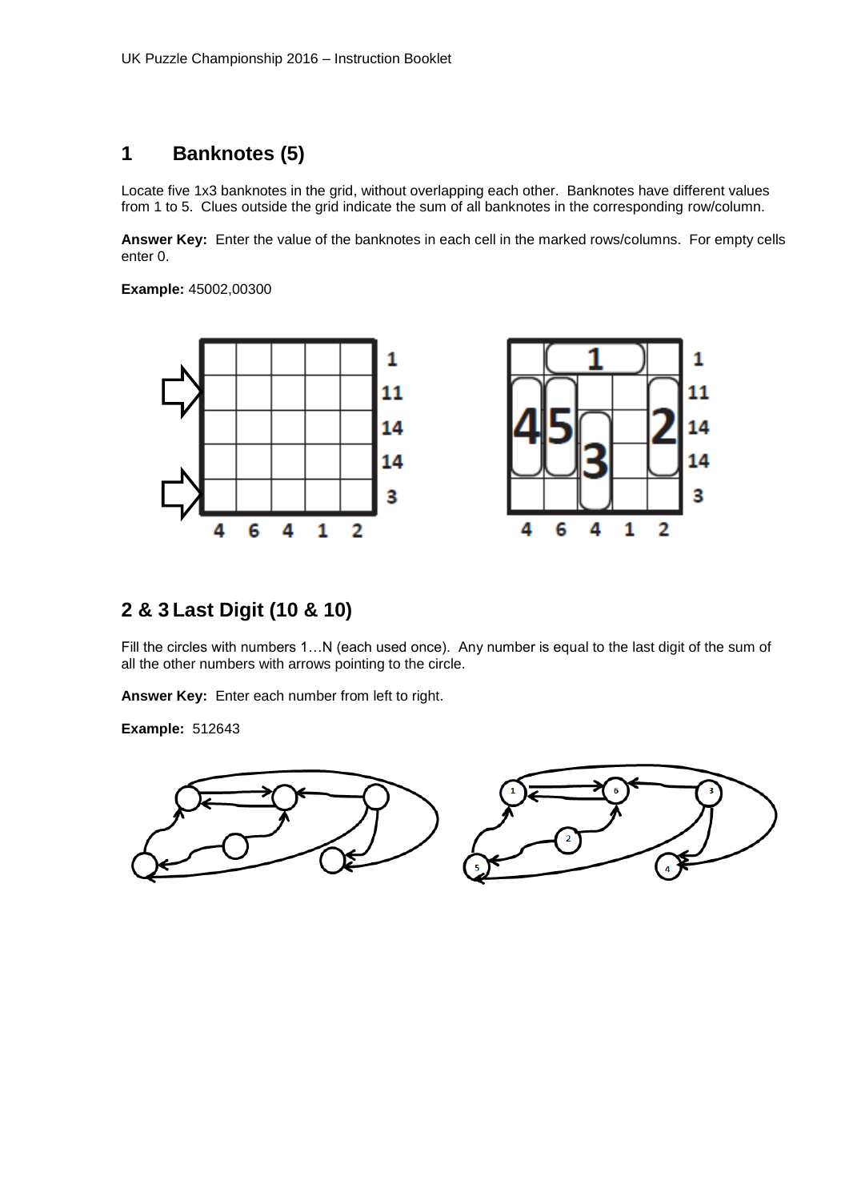## 1 Banknotes (5)

Locate five 1x3 banknotes in the grid, without overlapping each other. Banknotes have different values from 1 to 5. Clues outside the grid indicate the sum of all banknotes in the corresponding row/column.

**Answer Key:** Enter the value of the banknotes in each cell in the marked rows/columns. For empty cells enter 0.

**Example:** 45002,00300

## 2 & 3 Last Digit (10 & 10)

Fill the circles with numbers 1…N (each used once). Any number is equal to the last digit of the sum of all the other numbers with arrows pointing to the circle.

**Answer Key:** Enter each number from left to right.

**Example:** 512643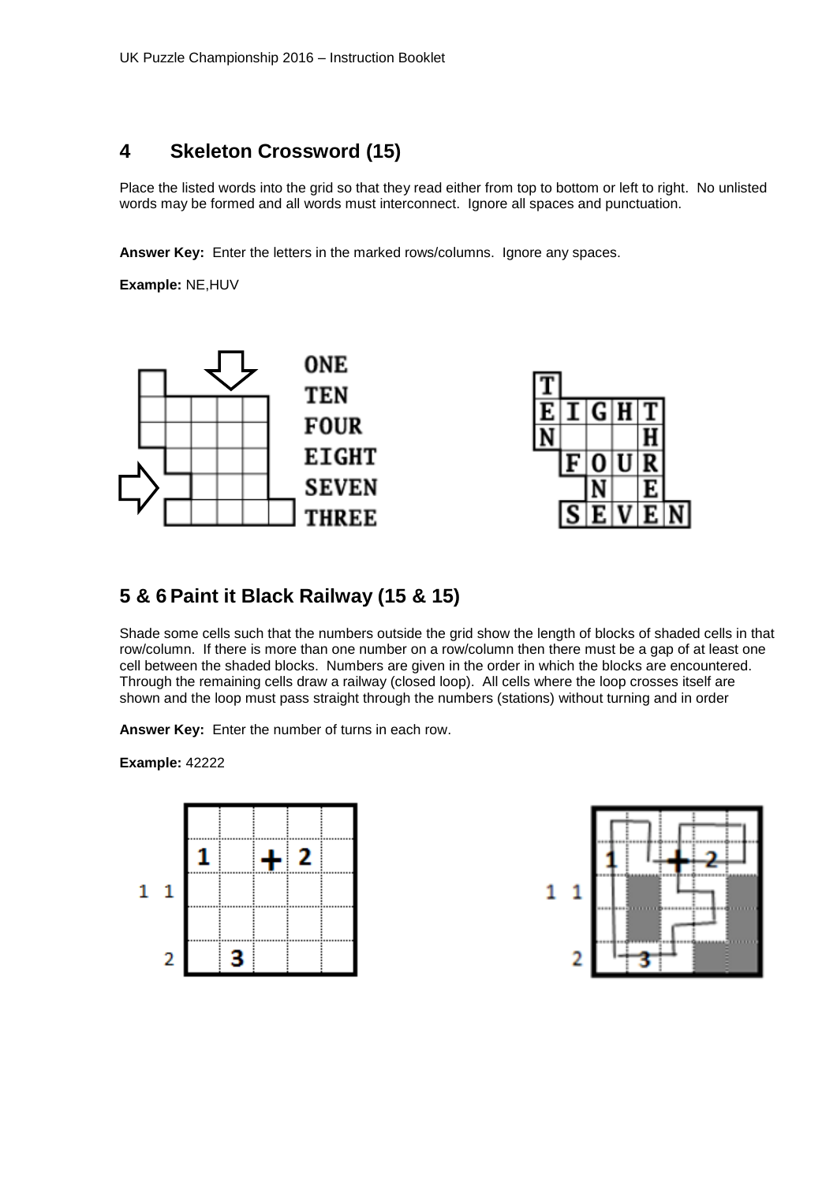## 4 Skeleton Crossword (15)

Place the listed words into the grid so that they read either from top to bottom or left to right. No unlisted words may be formed and all words must interconnect. Ignore all spaces and punctuation.

**Answer Key:** Enter the letters in the marked rows/columns. Ignore any spaces.

**Example:** NE,HUV

ONE
TEN
FOUR
EIGHT
SEVEN
THREE

## 5 & 6 Paint it Black Railway (15 & 15)

Shade some cells such that the numbers outside the grid show the length of blocks of shaded cells in that row/column. If there is more than one number on a row/column then there must be a gap of at least one cell between the shaded blocks. Numbers are given in the order in which the blocks are encountered. Through the remaining cells draw a railway (closed loop). All cells where the loop crosses itself are shown and the loop must pass straight through the numbers (stations) without turning and in order

**Answer Key:** Enter the number of turns in each row.

**Example:** 42222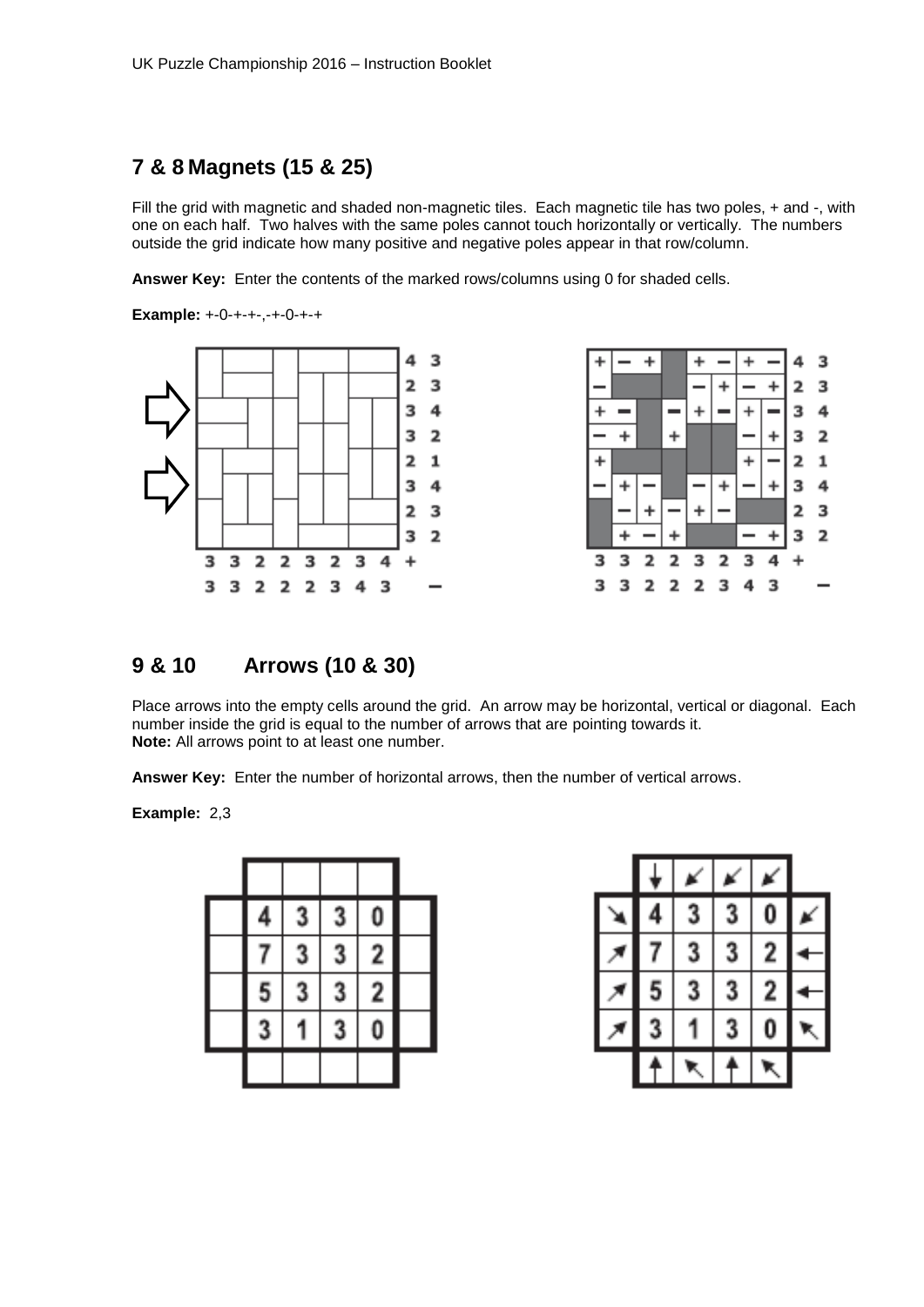## 7 & 8 Magnets (15 & 25)

Fill the grid with magnetic and shaded non-magnetic tiles. Each magnetic tile has two poles, + and -, with one on each half. Two halves with the same poles cannot touch horizontally or vertically. The numbers outside the grid indicate how many positive and negative poles appear in that row/column.

**Answer Key:** Enter the contents of the marked rows/columns using 0 for shaded cells.

**Example:** +-0-+-+-,-+-0-+-+

## 9 & 10 Arrows (10 & 30)

Place arrows into the empty cells around the grid. An arrow may be horizontal, vertical or diagonal. Each number inside the grid is equal to the number of arrows that are pointing towards it.
**Note:** All arrows point to at least one number.

**Answer Key:** Enter the number of horizontal arrows, then the number of vertical arrows.

**Example:** 2,3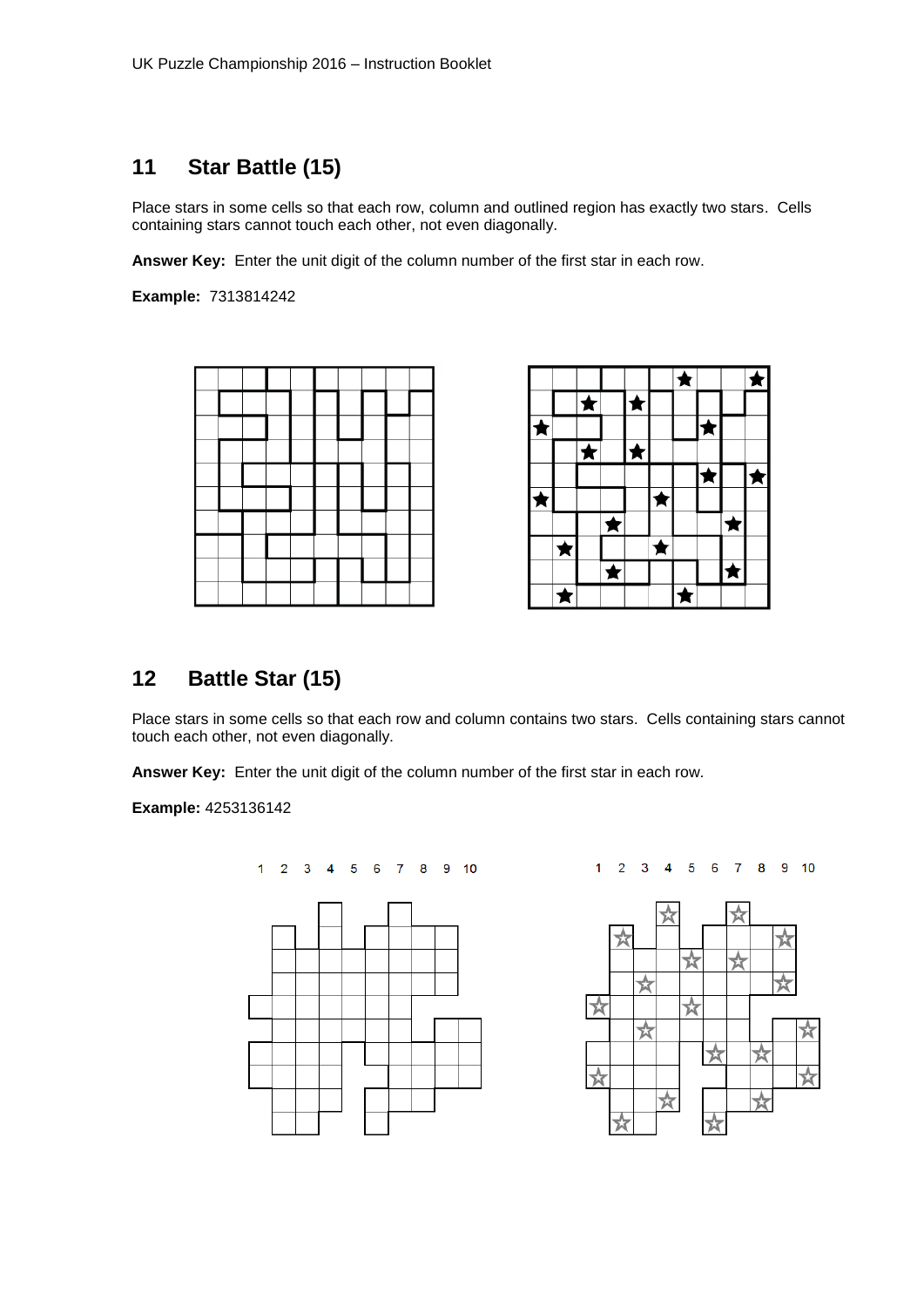## 11 Star Battle (15)

Place stars in some cells so that each row, column and outlined region has exactly two stars. Cells containing stars cannot touch each other, not even diagonally.

**Answer Key:** Enter the unit digit of the column number of the first star in each row.

**Example:** 7313814242

## 12 Battle Star (15)

Place stars in some cells so that each row and column contains two stars. Cells containing stars cannot touch each other, not even diagonally.

**Answer Key:** Enter the unit digit of the column number of the first star in each row.

**Example:** 4253136142

1 2 3 4 5 6 7 8 9 10

1 2 3 4 5 6 7 8 9 10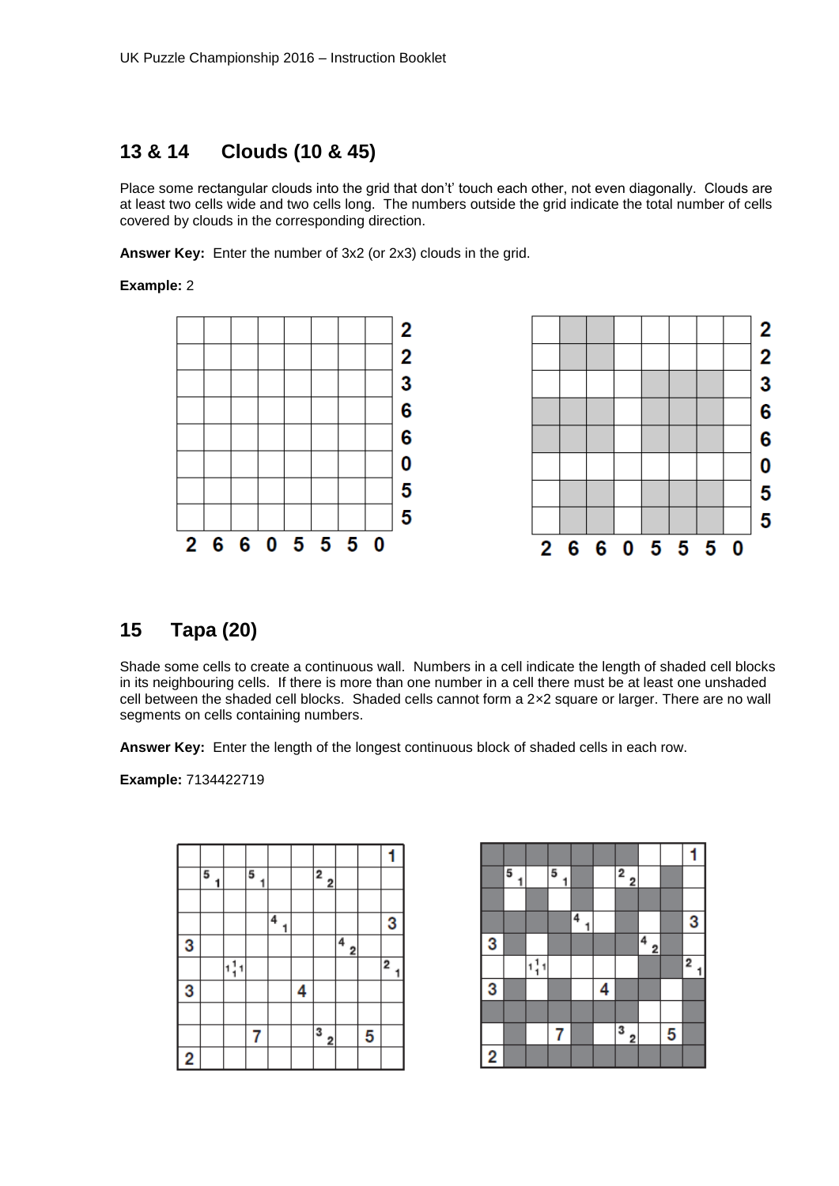## 13 & 14 Clouds (10 & 45)

Place some rectangular clouds into the grid that don't' touch each other, not even diagonally. Clouds are at least two cells wide and two cells long. The numbers outside the grid indicate the total number of cells covered by clouds in the corresponding direction.

**Answer Key:** Enter the number of 3x2 (or 2x3) clouds in the grid.

**Example:** 2

## 15 Tapa (20)

Shade some cells to create a continuous wall. Numbers in a cell indicate the length of shaded cell blocks in its neighbouring cells. If there is more than one number in a cell there must be at least one unshaded cell between the shaded cell blocks. Shaded cells cannot form a 2×2 square or larger. There are no wall segments on cells containing numbers.

**Answer Key:** Enter the length of the longest continuous block of shaded cells in each row.

**Example:** 7134422719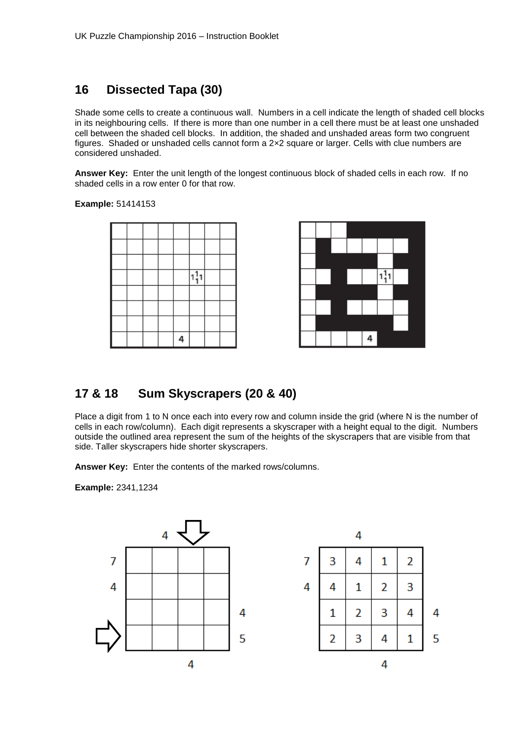## 16 Dissected Tapa (30)

Shade some cells to create a continuous wall. Numbers in a cell indicate the length of shaded cell blocks in its neighbouring cells. If there is more than one number in a cell there must be at least one unshaded cell between the shaded cell blocks. In addition, the shaded and unshaded areas form two congruent figures. Shaded or unshaded cells cannot form a 2×2 square or larger. Cells with clue numbers are considered unshaded.

**Answer Key:** Enter the unit length of the longest continuous block of shaded cells in each row. If no shaded cells in a row enter 0 for that row.

**Example:** 51414153

## 17 & 18 Sum Skyscrapers (20 & 40)

Place a digit from 1 to N once each into every row and column inside the grid (where N is the number of cells in each row/column). Each digit represents a skyscraper with a height equal to the digit. Numbers outside the outlined area represent the sum of the heights of the skyscrapers that are visible from that side. Taller skyscrapers hide shorter skyscrapers.

**Answer Key:** Enter the contents of the marked rows/columns.

**Example:** 2341,1234

| | | 4 | | | |
|---|---|---|---|---|---|
| 7 | 3 | 4 | 1 | 2 | |
| 4 | 4 | 1 | 2 | 3 | |
| | 1 | 2 | 3 | 4 | 4 |
| | 2 | 3 | 4 | 1 | 5 |
| | | | 4 | | |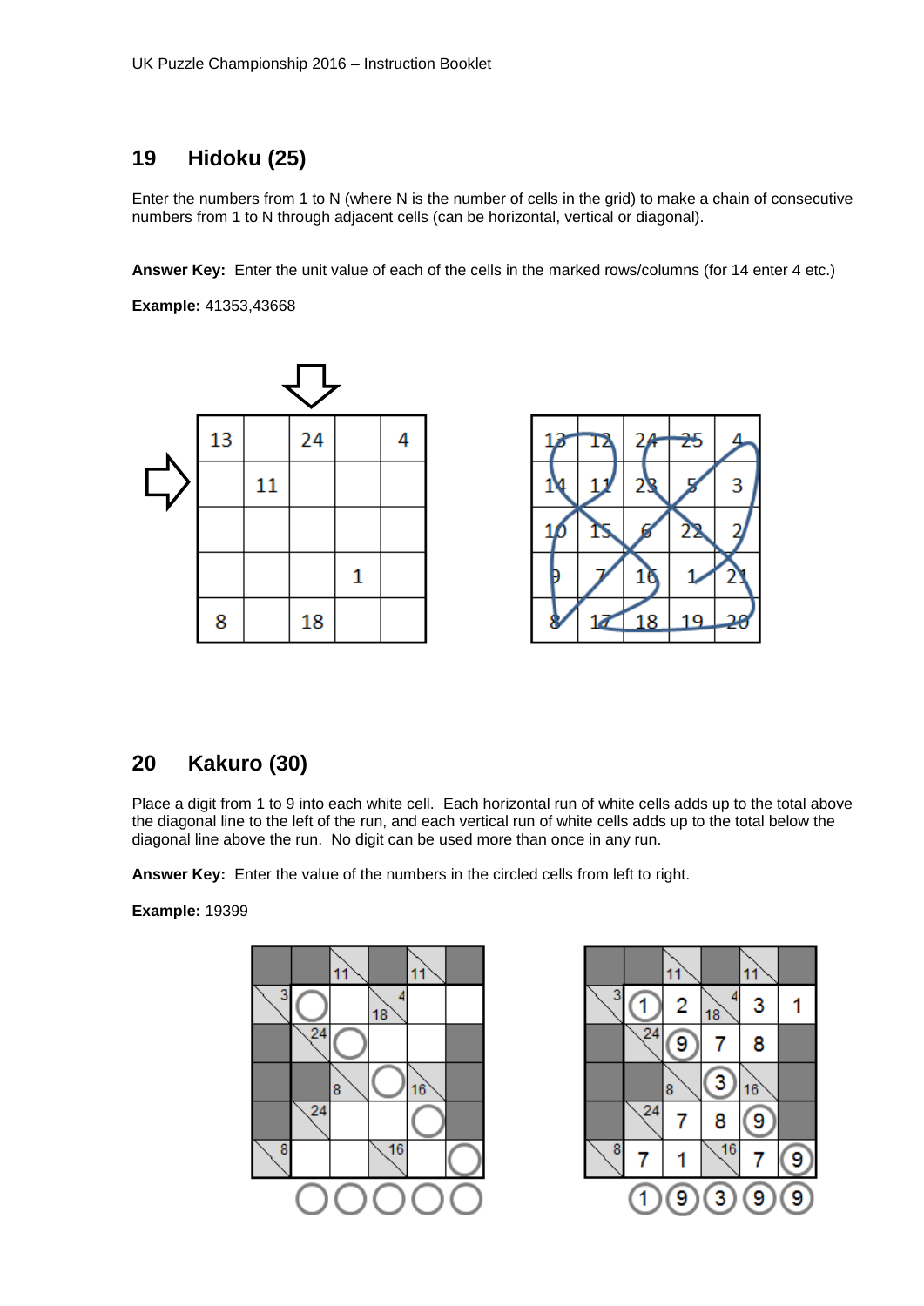## 19 Hidoku (25)

Enter the numbers from 1 to N (where N is the number of cells in the grid) to make a chain of consecutive numbers from 1 to N through adjacent cells (can be horizontal, vertical or diagonal).

**Answer Key:** Enter the unit value of each of the cells in the marked rows/columns (for 14 enter 4 etc.)

**Example:** 41353,43668

| 13 | | 24 | | 4 |
|---|---|---|---|---|
| | 11 | | | |
| | | | | |
| | | | 1 | |
| 8 | | 18 | | |

| 13 | 12 | 24 | 25 | 4 |
|---|---|---|---|---|
| 14 | 11 | 23 | 5 | 3 |
| 10 | 15 | 6 | 22 | 2 |
| 9 | 7 | 16 | 1 | 21 |
| 8 | 17 | 18 | 19 | 20 |

## 20 Kakuro (30)

Place a digit from 1 to 9 into each white cell. Each horizontal run of white cells adds up to the total above the diagonal line to the left of the run, and each vertical run of white cells adds up to the total below the diagonal line above the run. No digit can be used more than once in any run.

**Answer Key:** Enter the value of the numbers in the circled cells from left to right.

**Example:** 19399

| | | 11 | | 11 | |
|---|---|---|---|---|---|
| 3 | ◯ | | 4 / 18 | | |
| | 24 | ◯ | | | |
| | | 8 | ◯ | 16 | |
| | 24 | | | ◯ | |
| 8 | | | 16 | | ◯ |

| | | 11 | | 11 | |
|---|---|---|---|---|---|
| 3 | (1) | 2 | 4 / 18 | 3 | 1 |
| | 24 | (9) | 7 | 8 | |
| | | 8 | (3) | 16 | |
| | 24 | 7 | 8 | (9) | |
| 8 | 7 | 1 | 16 | 7 | (9) |

1 9 3 9 9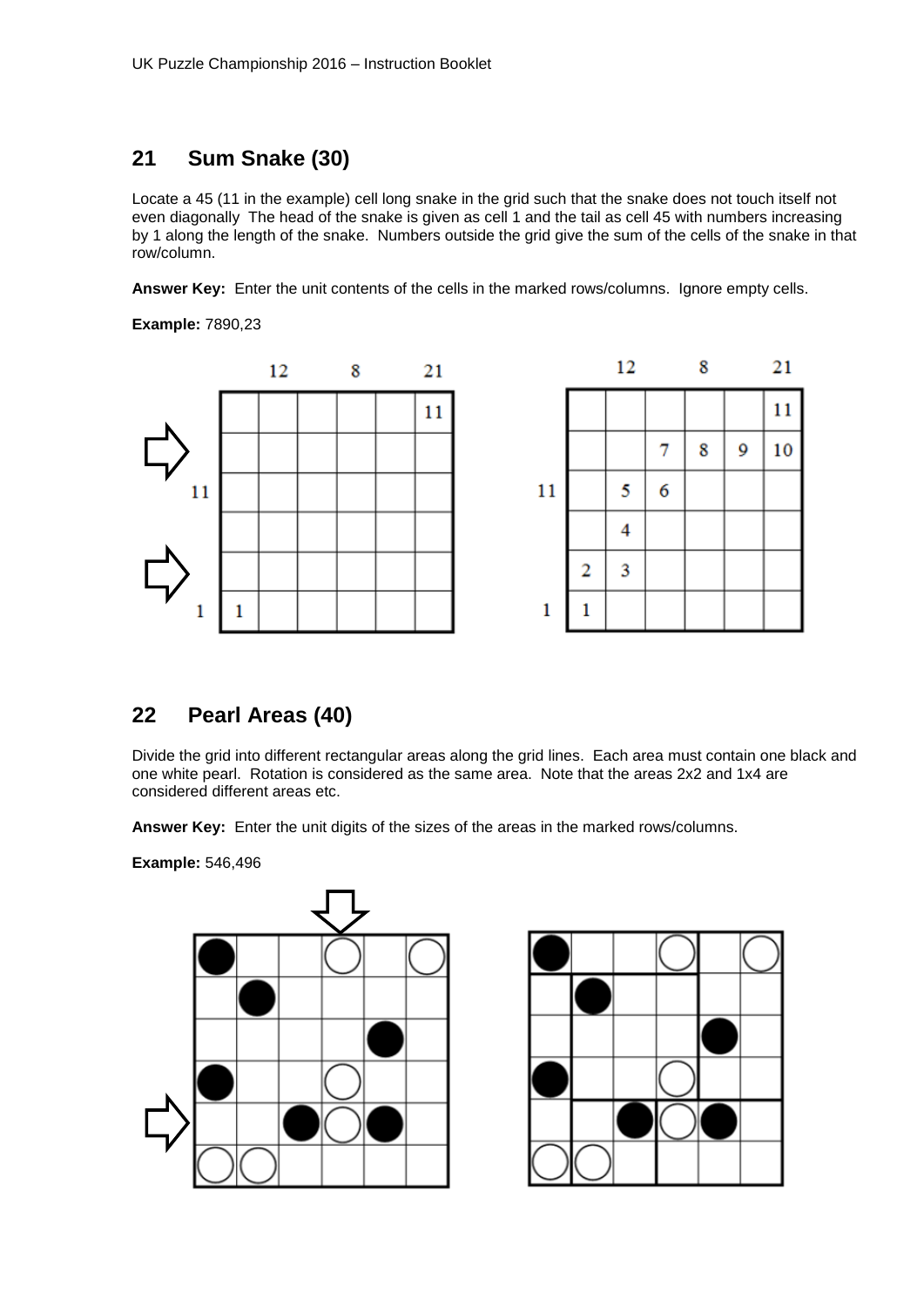## 21 Sum Snake (30)

Locate a 45 (11 in the example) cell long snake in the grid such that the snake does not touch itself not even diagonally The head of the snake is given as cell 1 and the tail as cell 45 with numbers increasing by 1 along the length of the snake. Numbers outside the grid give the sum of the cells of the snake in that row/column.

**Answer Key:** Enter the unit contents of the cells in the marked rows/columns. Ignore empty cells.

**Example:** 7890,23

## 22 Pearl Areas (40)

Divide the grid into different rectangular areas along the grid lines. Each area must contain one black and one white pearl. Rotation is considered as the same area. Note that the areas 2x2 and 1x4 are considered different areas etc.

**Answer Key:** Enter the unit digits of the sizes of the areas in the marked rows/columns.

**Example:** 546,496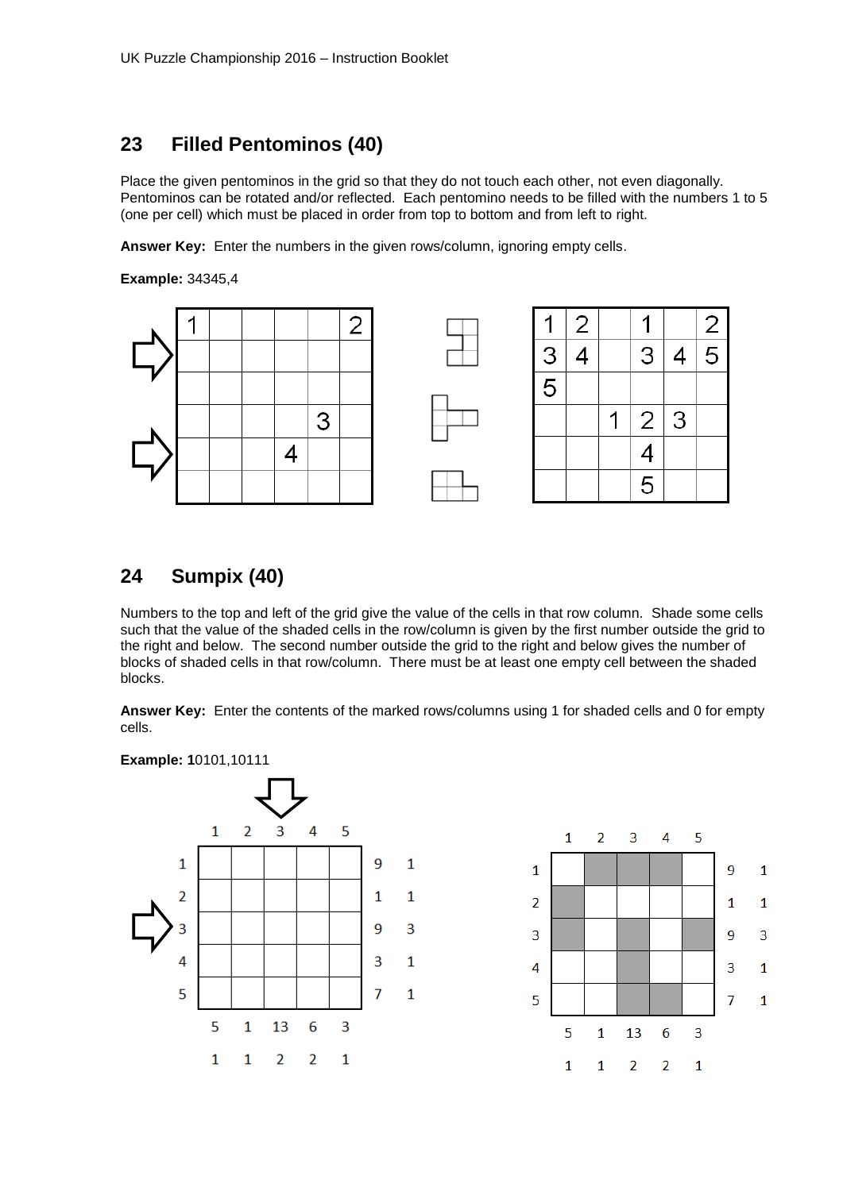## 23 Filled Pentominos (40)

Place the given pentominos in the grid so that they do not touch each other, not even diagonally. Pentominos can be rotated and/or reflected. Each pentomino needs to be filled with the numbers 1 to 5 (one per cell) which must be placed in order from top to bottom and from left to right.

**Answer Key:** Enter the numbers in the given rows/column, ignoring empty cells.

**Example:** 34345,4

| 1 | | | | | 2 |
|---|---|---|---|---|---|
| | | | | | |
| | | | | | |
| | | | | 3 | |
| | | | 4 | | |
| | | | | | |

| 1 | 2 | | 1 | | 2 |
|---|---|---|---|---|---|
| 3 | 4 | | 3 | 4 | 5 |
| 5 | | | | | |
| | | 1 | 2 | 3 | |
| | | | 4 | | |
| | | | 5 | | |

## 24 Sumpix (40)

Numbers to the top and left of the grid give the value of the cells in that row column. Shade some cells such that the value of the shaded cells in the row/column is given by the first number outside the grid to the right and below. The second number outside the grid to the right and below gives the number of blocks of shaded cells in that row/column. There must be at least one empty cell between the shaded blocks.

**Answer Key:** Enter the contents of the marked rows/columns using 1 for shaded cells and 0 for empty cells.

**Example:** 10101,10111

| | 1 | 2 | 3 | 4 | 5 | | |
|---|---|---|---|---|---|---|---|
| 1 | | | | | | 9 | 1 |
| 2 | | | | | | 1 | 1 |
| 3 | | | | | | 9 | 3 |
| 4 | | | | | | 3 | 1 |
| 5 | | | | | | 7 | 1 |
| | 5 | 1 | 13 | 6 | 3 | | |
| | 1 | 1 | 2 | 2 | 1 | | |

| | 1 | 2 | 3 | 4 | 5 | | |
|---|---|---|---|---|---|---|---|
| 1 | | ■ | ■ | ■ | | 9 | 1 |
| 2 | ■ | | | | | 1 | 1 |
| 3 | ■ | | ■ | | ■ | 9 | 3 |
| 4 | | | ■ | | | 3 | 1 |
| 5 | | | ■ | ■ | | 7 | 1 |
| | 5 | 1 | 13 | 6 | 3 | | |
| | 1 | 1 | 2 | 2 | 1 | | |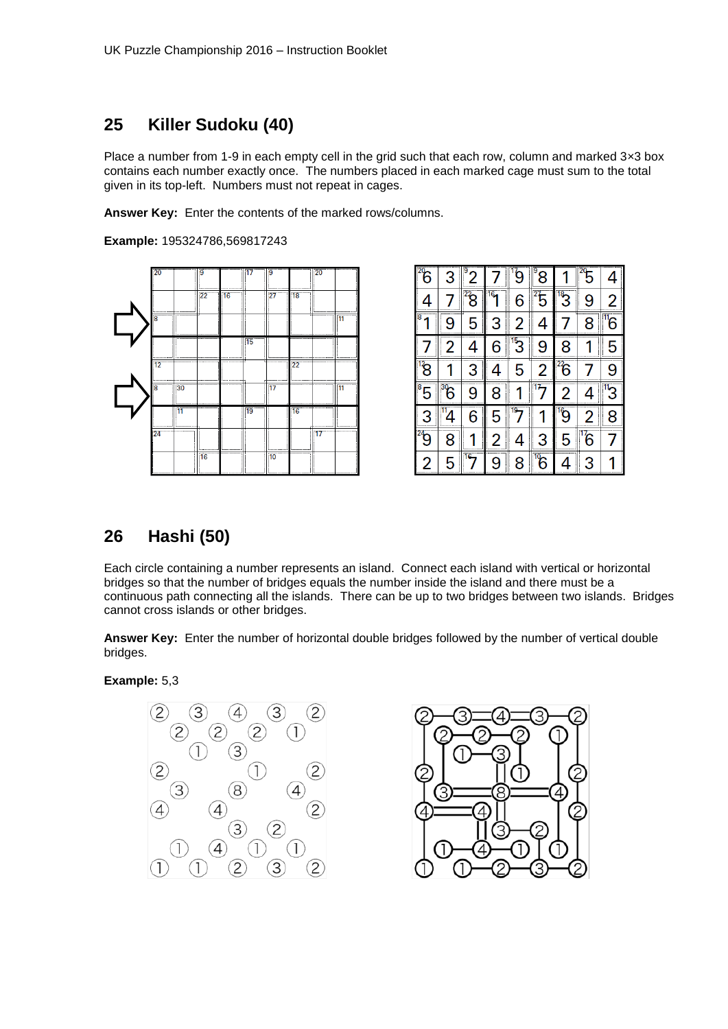## 25 Killer Sudoku (40)

Place a number from 1-9 in each empty cell in the grid such that each row, column and marked 3×3 box contains each number exactly once. The numbers placed in each marked cage must sum to the total given in its top-left. Numbers must not repeat in cages.

**Answer Key:** Enter the contents of the marked rows/columns.

**Example:** 195324786,569817243

## 26 Hashi (50)

Each circle containing a number represents an island. Connect each island with vertical or horizontal bridges so that the number of bridges equals the number inside the island and there must be a continuous path connecting all the islands. There can be up to two bridges between two islands. Bridges cannot cross islands or other bridges.

**Answer Key:** Enter the number of horizontal double bridges followed by the number of vertical double bridges.

**Example:** 5,3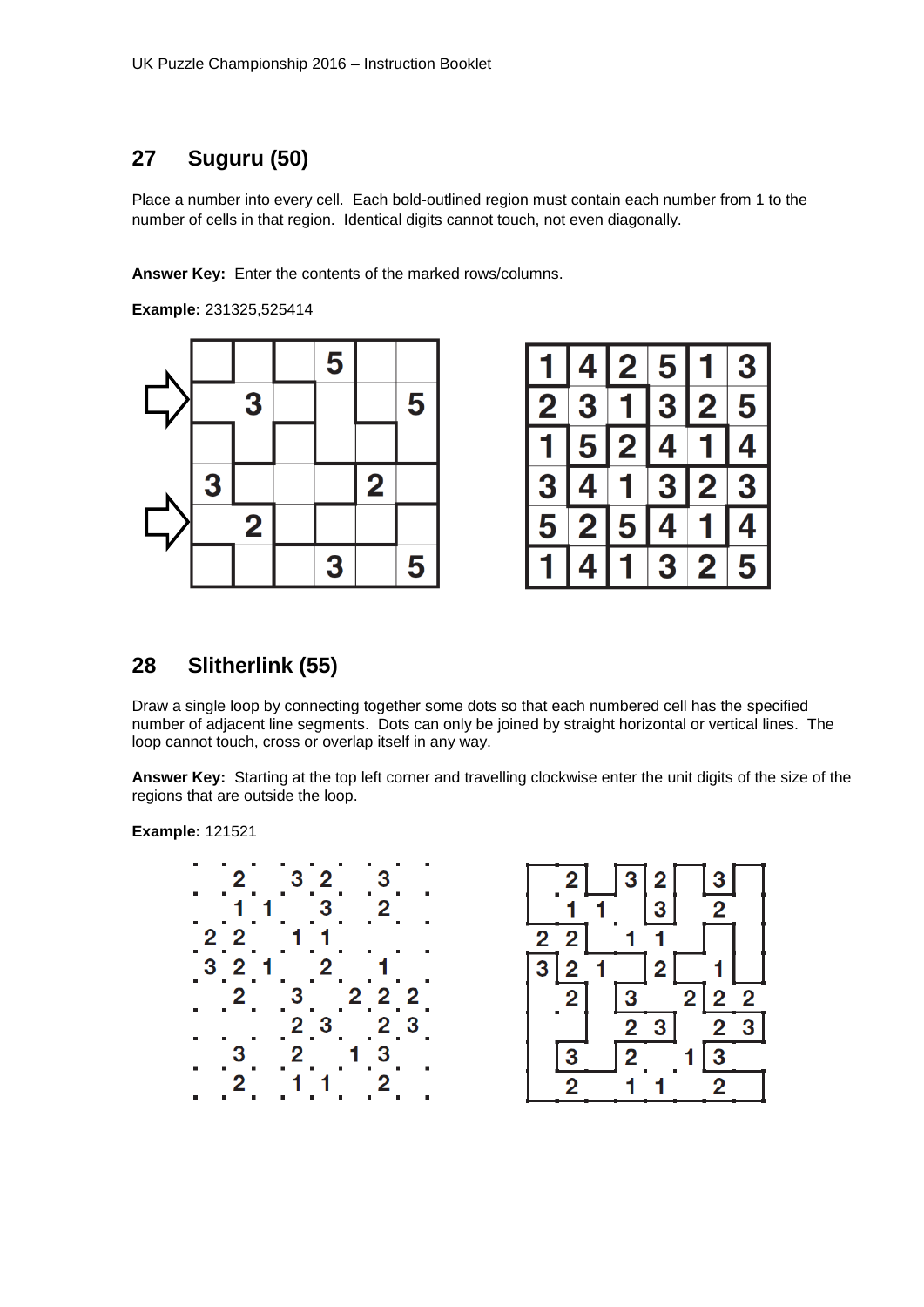## 27 Suguru (50)

Place a number into every cell. Each bold-outlined region must contain each number from 1 to the number of cells in that region. Identical digits cannot touch, not even diagonally.

**Answer Key:** Enter the contents of the marked rows/columns.

**Example:** 231325,525414

|   |   |   | 5 |   |   |
|---|---|---|---|---|---|
|   | 3 |   |   |   | 5 |
|   |   |   |   |   |   |
| 3 |   |   |   | 2 |   |
|   | 2 |   |   |   |   |
|   |   |   | 3 |   | 5 |

| 1 | 4 | 2 | 5 | 1 | 3 |
|---|---|---|---|---|---|
| 2 | 3 | 1 | 3 | 2 | 5 |
| 1 | 5 | 2 | 4 | 1 | 4 |
| 3 | 4 | 1 | 3 | 2 | 3 |
| 5 | 2 | 5 | 4 | 1 | 4 |
| 1 | 4 | 1 | 3 | 2 | 5 |

## 28 Slitherlink (55)

Draw a single loop by connecting together some dots so that each numbered cell has the specified number of adjacent line segments. Dots can only be joined by straight horizontal or vertical lines. The loop cannot touch, cross or overlap itself in any way.

**Answer Key:** Starting at the top left corner and travelling clockwise enter the unit digits of the size of the regions that are outside the loop.

**Example:** 121521

|   |   |   |   |   |   |   |   |
|---|---|---|---|---|---|---|---|
|   | 2 |   | 3 | 2 |   | 3 |   |
|   | 1 | 1 |   | 3 |   | 2 |   |
| 2 | 2 |   | 1 | 1 |   |   |   |
| 3 | 2 | 1 |   | 2 |   | 1 |   |
|   | 2 |   | 3 |   | 2 | 2 | 2 |
|   |   |   | 2 | 3 |   | 2 | 3 |
|   | 3 |   | 2 |   | 1 | 3 |   |
|   | 2 |   | 1 | 1 |   | 2 |   |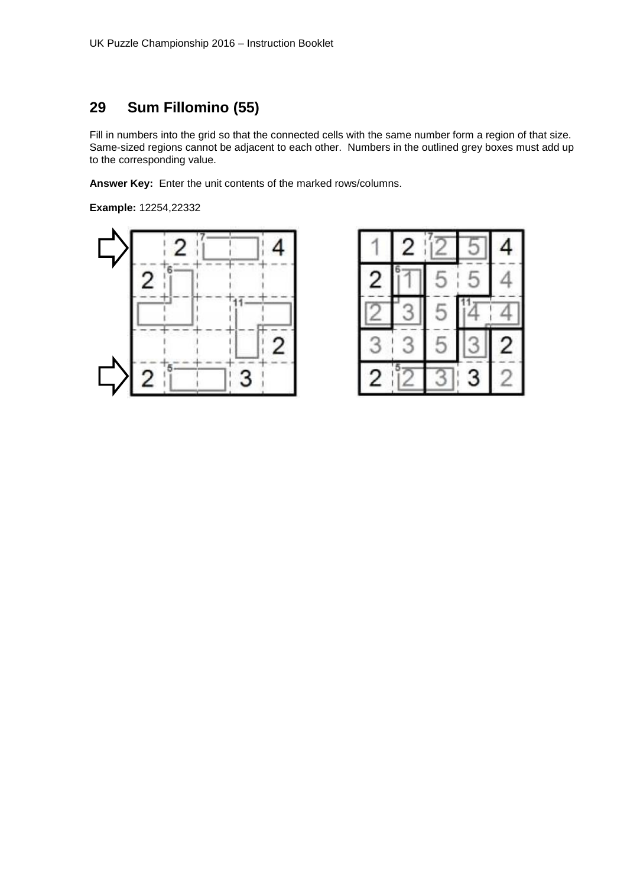## 29 Sum Fillomino (55)

Fill in numbers into the grid so that the connected cells with the same number form a region of that size. Same-sized regions cannot be adjacent to each other. Numbers in the outlined grey boxes must add up to the corresponding value.

**Answer Key:** Enter the unit contents of the marked rows/columns.

**Example:** 12254,22332